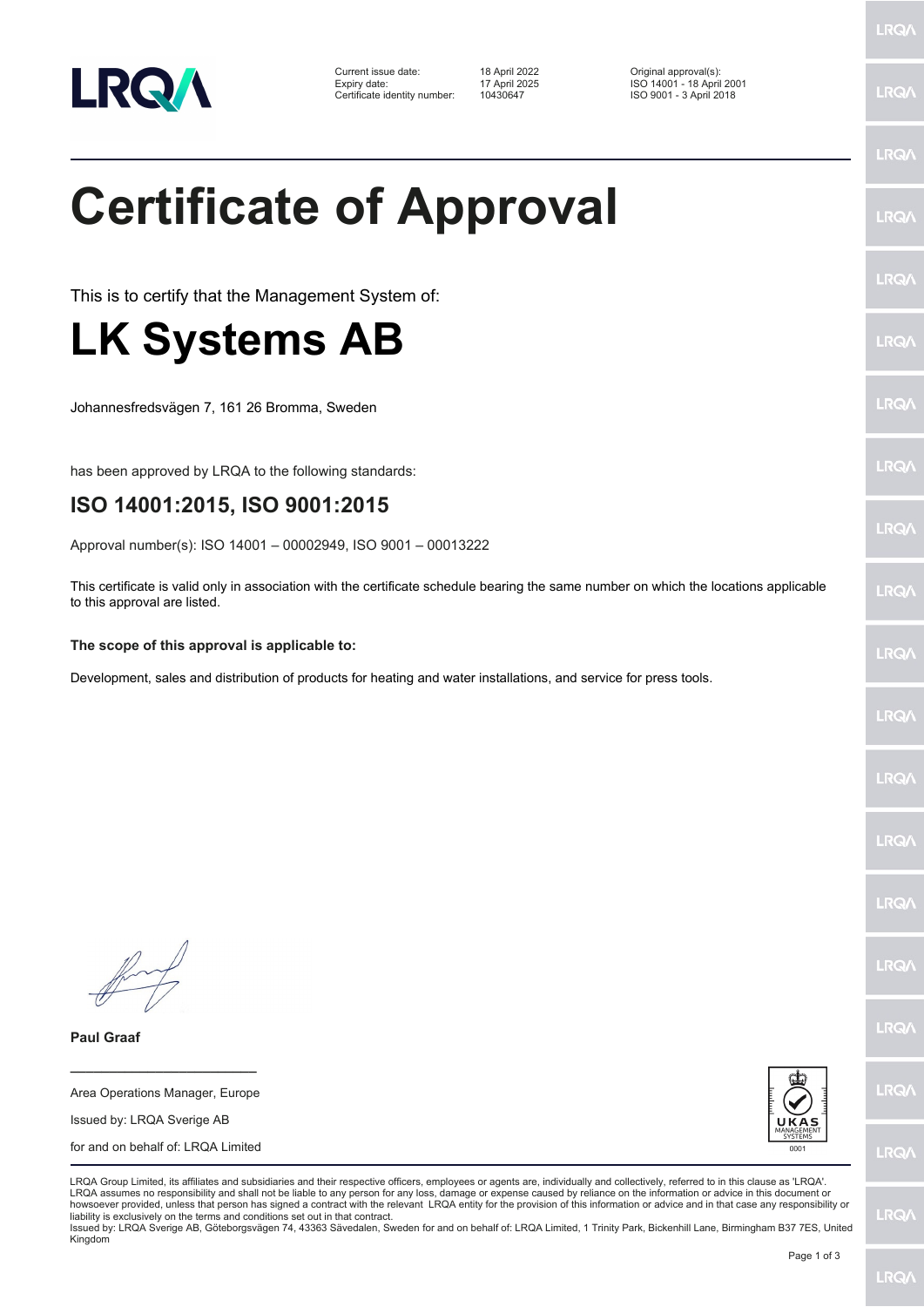| Current issue date: | 18 April 2022 | Original approval(s): |
| --- | --- | --- |
| Expiry date: | 17 April 2025 | ISO 14001 - 18 April 2001 |
| Certificate identity number: | 10430647 | ISO 9001 - 3 April 2018 |

# Certificate of Approval

This is to certify that the Management System of:

# LK Systems AB

Johannesfredsvägen 7, 161 26 Bromma, Sweden

has been approved by LRQA to the following standards:

## ISO 14001:2015, ISO 9001:2015

Approval number(s): ISO 14001 – 00002949, ISO 9001 – 00013222

This certificate is valid only in association with the certificate schedule bearing the same number on which the locations applicable to this approval are listed.

**The scope of this approval is applicable to:**

Development, sales and distribution of products for heating and water installations, and service for press tools.

**Paul Graaf**

Area Operations Manager, Europe

Issued by: LRQA Sverige AB

for and on behalf of: LRQA Limited

UKAS MANAGEMENT SYSTEMS 0001

LRQA Group Limited, its affiliates and subsidiaries and their respective officers, employees or agents are, individually and collectively, referred to in this clause as 'LRQA'. LRQA assumes no responsibility and shall not be liable to any person for any loss, damage or expense caused by reliance on the information or advice in this document or howsoever provided, unless that person has signed a contract with the relevant LRQA entity for the provision of this information or advice and in that case any responsibility or liability is exclusively on the terms and conditions set out in that contract.
Issued by: LRQA Sverige AB, Göteborgsvägen 74, 43363 Sävedalen, Sweden for and on behalf of: LRQA Limited, 1 Trinity Park, Bickenhill Lane, Birmingham B37 7ES, United Kingdom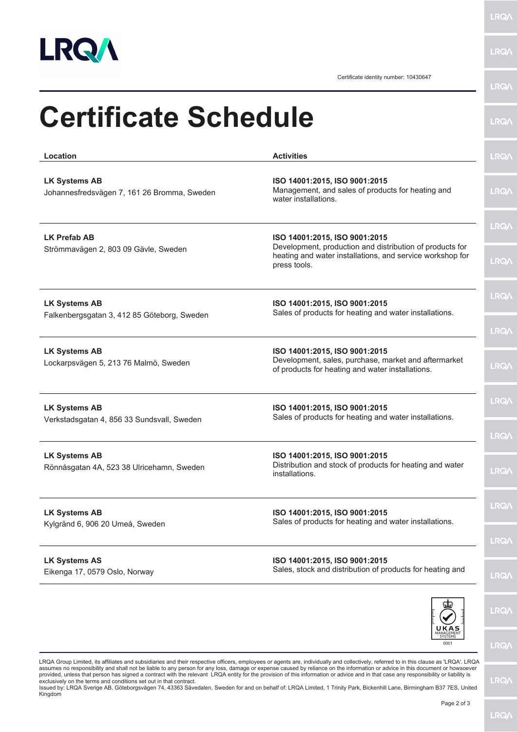Certificate identity number: 10430647

# Certificate Schedule

| Location | Activities |
|---|---|
| **LK Systems AB**<br>Johannesfredsvägen 7, 161 26 Bromma, Sweden | **ISO 14001:2015, ISO 9001:2015**<br>Management, and sales of products for heating and water installations. |
| **LK Prefab AB**<br>Strömmavägen 2, 803 09 Gävle, Sweden | **ISO 14001:2015, ISO 9001:2015**<br>Development, production and distribution of products for heating and water installations, and service workshop for press tools. |
| **LK Systems AB**<br>Falkenbergsgatan 3, 412 85 Göteborg, Sweden | **ISO 14001:2015, ISO 9001:2015**<br>Sales of products for heating and water installations. |
| **LK Systems AB**<br>Lockarpsvägen 5, 213 76 Malmö, Sweden | **ISO 14001:2015, ISO 9001:2015**<br>Development, sales, purchase, market and aftermarket of products for heating and water installations. |
| **LK Systems AB**<br>Verkstadsgatan 4, 856 33 Sundsvall, Sweden | **ISO 14001:2015, ISO 9001:2015**<br>Sales of products for heating and water installations. |
| **LK Systems AB**<br>Rönnåsgatan 4A, 523 38 Ulricehamn, Sweden | **ISO 14001:2015, ISO 9001:2015**<br>Distribution and stock of products for heating and water installations. |
| **LK Systems AB**<br>Kylgränd 6, 906 20 Umeå, Sweden | **ISO 14001:2015, ISO 9001:2015**<br>Sales of products for heating and water installations. |
| **LK Systems AS**<br>Eikenga 17, 0579 Oslo, Norway | **ISO 14001:2015, ISO 9001:2015**<br>Sales, stock and distribution of products for heating and |

UKAS MANAGEMENT SYSTEMS 0001

LRQA Group Limited, its affiliates and subsidiaries and their respective officers, employees or agents are, individually and collectively, referred to in this clause as 'LRQA'. LRQA assumes no responsibility and shall not be liable to any person for any loss, damage or expense caused by reliance on the information or advice in this document or howsoever provided, unless that person has signed a contract with the relevant LRQA entity for the provision of this information or advice and in that case any responsibility or liability is exclusively on the terms and conditions set out in that contract.
Issued by: LRQA Sverige AB, Göteborgsvägen 74, 43363 Sävedalen, Sweden for and on behalf of: LRQA Limited, 1 Trinity Park, Bickenhill Lane, Birmingham B37 7ES, United Kingdom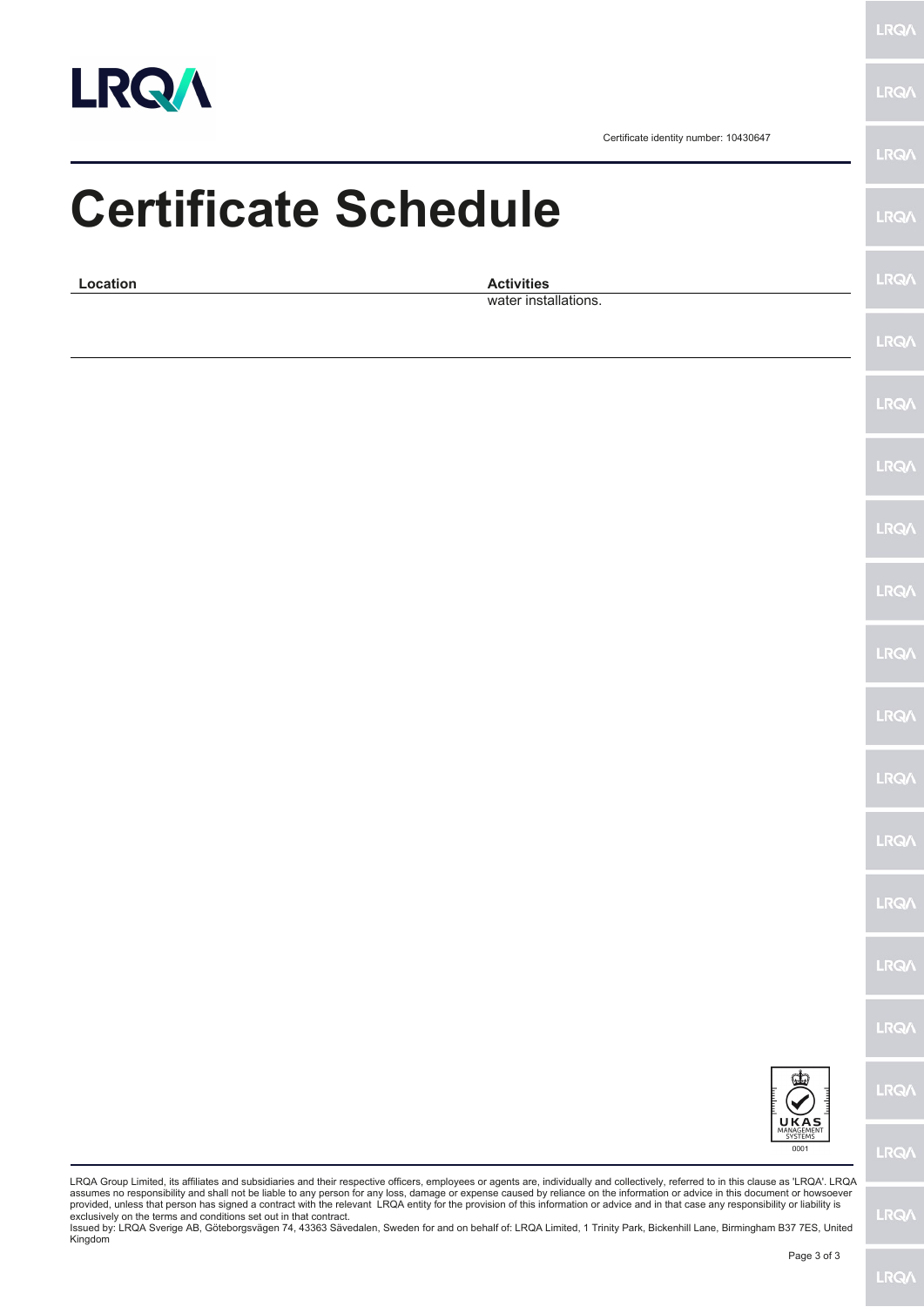Certificate identity number: 10430647

# Certificate Schedule

| Location | Activities |
| --- | --- |
| | water installations. |

LRQA Group Limited, its affiliates and subsidiaries and their respective officers, employees or agents are, individually and collectively, referred to in this clause as 'LRQA'. LRQA assumes no responsibility and shall not be liable to any person for any loss, damage or expense caused by reliance on the information or advice in this document or howsoever provided, unless that person has signed a contract with the relevant LRQA entity for the provision of this information or advice and in that case any responsibility or liability is exclusively on the terms and conditions set out in that contract.
Issued by: LRQA Sverige AB, Göteborgsvägen 74, 43363 Sävedalen, Sweden for and on behalf of: LRQA Limited, 1 Trinity Park, Bickenhill Lane, Birmingham B37 7ES, United Kingdom